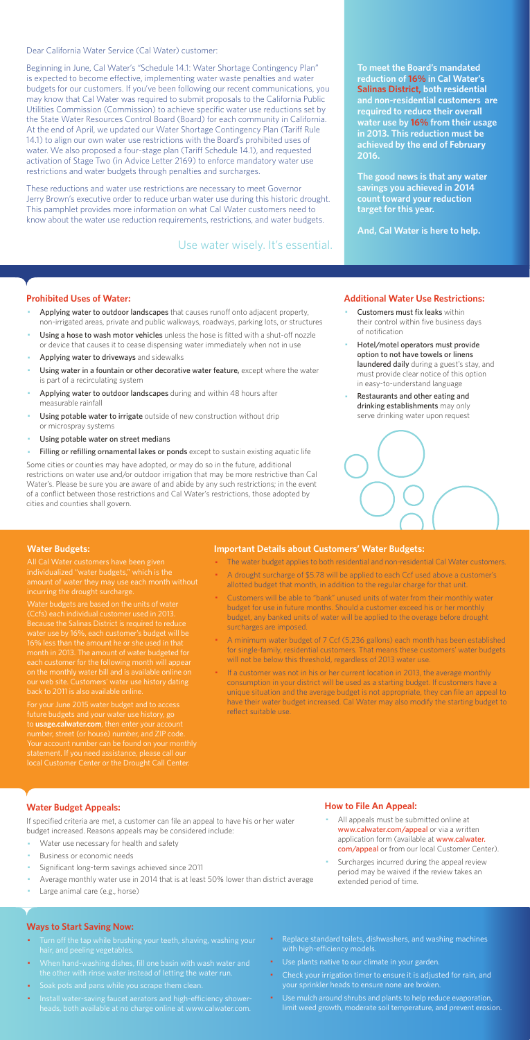Dear California Water Service (Cal Water) customer:

Beginning in June, Cal Water's "Schedule 14.1: Water Shortage Contingency Plan" is expected to become effective, implementing water waste penalties and water budgets for our customers. If you've been following our recent communications, you may know that Cal Water was required to submit proposals to the California Public Utilities Commission (Commission) to achieve specific water use reductions set by the State Water Resources Control Board (Board) for each community in California. At the end of April, we updated our Water Shortage Contingency Plan (Tariff Rule 14.1) to align our own water use restrictions with the Board's prohibited uses of water. We also proposed a four-stage plan (Tariff Schedule 14.1), and requested activation of Stage Two (in Advice Letter 2169) to enforce mandatory water use restrictions and water budgets through penalties and surcharges.

These reductions and water use restrictions are necessary to meet Governor Jerry Brown's executive order to reduce urban water use during this historic drought. This pamphlet provides more information on what Cal Water customers need to know about the water use reduction requirements, restrictions, and water budgets.

Use water wisely. It's essential.

**To meet the Board's mandated reduction of 16% in Cal Water's Salinas District, both residential and non-residential customers are required to reduce their overall water use by 16% from their usage in 2013. This reduction must be achieved by the end of February 2016.**

**The good news is that any water savings you achieved in 2014 count toward your reduction target for this year.**

**And, Cal Water is here to help.**

## Prohibited Uses of Water:

- **Applying water to outdoor landscapes** that causes runoff onto adjacent property, non-irrigated areas, private and public walkways, roadways, parking lots, or structures
- **Using a hose to wash motor vehicles** unless the hose is fitted with a shut-off nozzle or device that causes it to cease dispensing water immediately when not in use
- **Applying water to driveways** and sidewalks
- **Using water in a fountain or other decorative water feature,** except where the water is part of a recirculating system
- **Applying water to outdoor landscapes** during and within 48 hours after measurable rainfall
- **Using potable water to irrigate** outside of new construction without drip or microspray systems
- **Using potable water on street medians**
- **Filling or refilling ornamental lakes or ponds** except to sustain existing aquatic life

Some cities or counties may have adopted, or may do so in the future, additional restrictions on water use and/or outdoor irrigation that may be more restrictive than Cal Water's. Please be sure you are aware of and abide by any such restrictions; in the event of a conflict between those restrictions and Cal Water's restrictions, those adopted by cities and counties shall govern.

## Additional Water Use Restrictions:

- **Customers must fix leaks** within their control within five business days of notification
- **Hotel/motel operators must provide option to not have towels or linens laundered daily** during a guest's stay, and must provide clear notice of this option in easy-to-understand language
- **Restaurants and other eating and drinking establishments** may only serve drinking water upon request

## Water Budgets:

All Cal Water customers have been given individualized "water budgets," which is the amount of water they may use each month without incurring the drought surcharge.

Water budgets are based on the units of water (Ccfs) each individual customer used in 2013. Because the Salinas District is required to reduce water use by 16%, each customer's budget will be 16% less than the amount he or she used in that month in 2013. The amount of water budgeted for each customer for the following month will appear on the monthly water bill and is available online on our web site. Customers' water use history dating back to 2011 is also available online.

For your June 2015 water budget and to access future budgets and your water use history, go to **usage.calwater.com**, then enter your account number, street (or house) number, and ZIP code. Your account number can be found on your monthly statement. If you need assistance, please call our local Customer Center or the Drought Call Center.

## Important Details about Customers' Water Budgets:

- The water budget applies to both residential and non-residential Cal Water customers.
- A drought surcharge of $5.78 will be applied to each Ccf used above a customer's allotted budget that month, in addition to the regular charge for that unit.
- Customers will be able to "bank" unused units of water from their monthly water budget for use in future months. Should a customer exceed his or her monthly budget, any banked units of water will be applied to the overage before drought surcharges are imposed.
- A minimum water budget of 7 Ccf (5,236 gallons) each month has been established for single-family, residential customers. That means these customers' water budgets will not be below this threshold, regardless of 2013 water use.
- If a customer was not in his or her current location in 2013, the average monthly consumption in your district will be used as a starting budget. If customers have a unique situation and the average budget is not appropriate, they can file an appeal to have their water budget increased. Cal Water may also modify the starting budget to reflect suitable use.

## Water Budget Appeals:

If specified criteria are met, a customer can file an appeal to have his or her water budget increased. Reasons appeals may be considered include:

- Water use necessary for health and safety
- Business or economic needs
- Significant long-term savings achieved since 2011
- Average monthly water use in 2014 that is at least 50% lower than district average
- Large animal care (e.g., horse)

## How to File An Appeal:

- All appeals must be submitted online at www.calwater.com/appeal or via a written application form (available at www.calwater.com/appeal or from our local Customer Center).
- Surcharges incurred during the appeal review period may be waived if the review takes an extended period of time.

## Ways to Start Saving Now:

- Turn off the tap while brushing your teeth, shaving, washing your hair, and peeling vegetables.
- When hand-washing dishes, fill one basin with wash water and the other with rinse water instead of letting the water run.
- Soak pots and pans while you scrape them clean.
- Install water-saving faucet aerators and high-efficiency showerheads, both available at no charge online at www.calwater.com.
- Replace standard toilets, dishwashers, and washing machines with high-efficiency models.
- Use plants native to our climate in your garden.
- Check your irrigation timer to ensure it is adjusted for rain, and your sprinkler heads to ensure none are broken.
- Use mulch around shrubs and plants to help reduce evaporation, limit weed growth, moderate soil temperature, and prevent erosion.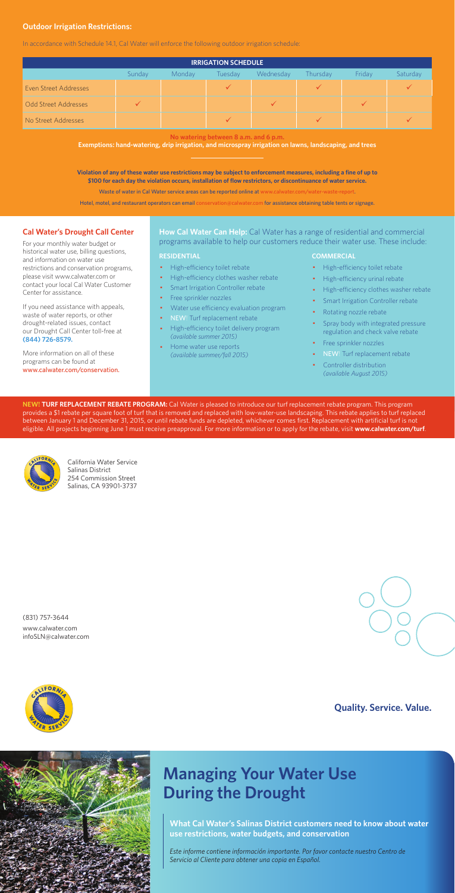## Outdoor Irrigation Restrictions:

In accordance with Schedule 14.1, Cal Water will enforce the following outdoor irrigation schedule:

| IRRIGATION SCHEDULE | | | | | | | |
|---|---|---|---|---|---|---|---|
| | Sunday | Monday | Tuesday | Wednesday | Thursday | Friday | Saturday |
| Even Street Addresses | | | ✓ | | ✓ | | ✓ |
| Odd Street Addresses | ✓ | | | ✓ | | ✓ | |
| No Street Addresses | | | ✓ | | ✓ | | ✓ |

**No watering between 8 a.m. and 6 p.m.**

**Exemptions: hand-watering, drip irrigation, and microspray irrigation on lawns, landscaping, and trees**

**Violation of any of these water use restrictions may be subject to enforcement measures, including a fine of up to $100 for each day the violation occurs, installation of flow restrictors, or discontinuance of water service.**

Waste of water in Cal Water service areas can be reported online at www.calwater.com/water-waste-report.

Hotel, motel, and restaurant operators can email conservation@calwater.com for assistance obtaining table tents or signage.

### Cal Water's Drought Call Center

For your monthly water budget or historical water use, billing questions, and information on water use restrictions and conservation programs, please visit www.calwater.com or contact your local Cal Water Customer Center for assistance.

If you need assistance with appeals, waste of water reports, or other drought-related issues, contact our Drought Call Center toll-free at **(844) 726-8579.**

More information on all of these programs can be found at www.calwater.com/conservation.

**How Cal Water Can Help:** Cal Water has a range of residential and commercial programs available to help our customers reduce their water use. These include:

**RESIDENTIAL**

- High-efficiency toilet rebate
- High-efficiency clothes washer rebate
- Smart Irrigation Controller rebate
- Free sprinkler nozzles
- Water use efficiency evaluation program
- NEW! Turf replacement rebate
- High-efficiency toilet delivery program *(available summer 2015)*
- Home water use reports *(available summer/fall 2015)*

**COMMERCIAL**

- High-efficiency toilet rebate
- High-efficiency urinal rebate
- High-efficiency clothes washer rebate
- Smart Irrigation Controller rebate
- Rotating nozzle rebate
- Spray body with integrated pressure regulation and check valve rebate
- Free sprinkler nozzles
- NEW! Turf replacement rebate
- Controller distribution *(available August 2015)*

**NEW! TURF REPLACEMENT REBATE PROGRAM:** Cal Water is pleased to introduce our turf replacement rebate program. This program provides a $1 rebate per square foot of turf that is removed and replaced with low-water-use landscaping. This rebate applies to turf replaced between January 1 and December 31, 2015, or until rebate funds are depleted, whichever comes first. Replacement with artificial turf is not eligible. All projects beginning June 1 must receive preapproval. For more information or to apply for the rebate, visit **www.calwater.com/turf**.

California Water Service
Salinas District
254 Commission Street
Salinas, CA 93901-3737

(831) 757-3644
www.calwater.com
infoSLN@calwater.com

**Quality. Service. Value.**

# Managing Your Water Use During the Drought

**What Cal Water's Salinas District customers need to know about water use restrictions, water budgets, and conservation**

*Este informe contiene información importante. Por favor contacte nuestro Centro de Servicio al Cliente para obtener una copia en Español.*